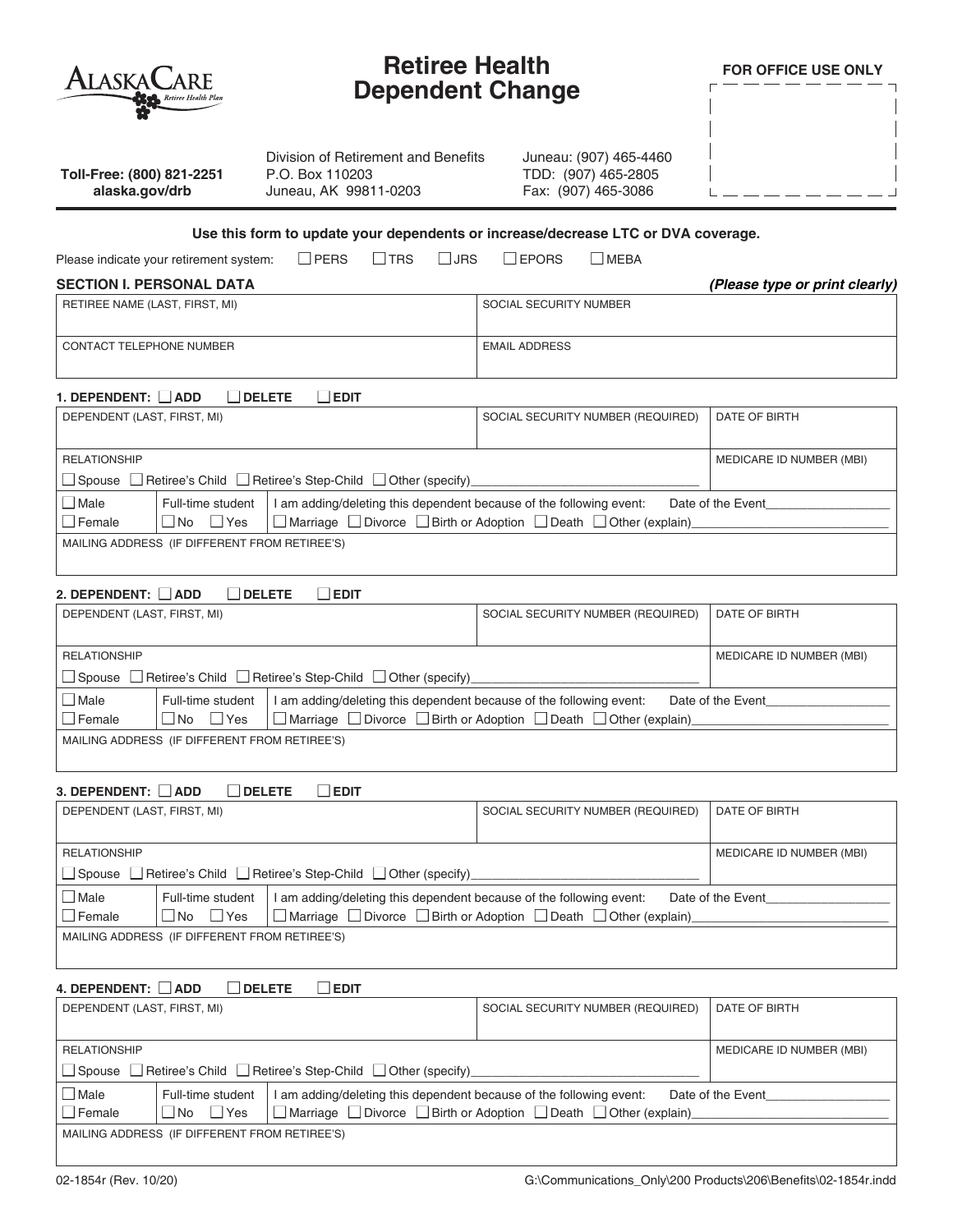AlaskaCare Retiree Health Plan

# Retiree Health Dependent Change

**FOR OFFICE USE ONLY**

**Toll-Free: (800) 821-2251**
**alaska.gov/drb**

Division of Retirement and Benefits
P.O. Box 110203
Juneau, AK 99811-0203

Juneau: (907) 465-4460
TDD: (907) 465-2805
Fax: (907) 465-3086

**Use this form to update your dependents or increase/decrease LTC or DVA coverage.**

Please indicate your retirement system: ☐ PERS ☐ TRS ☐ JRS ☐ EPORS ☐ MEBA

## SECTION I. PERSONAL DATA

***(Please type or print clearly)***

| RETIREE NAME (LAST, FIRST, MI) | SOCIAL SECURITY NUMBER |
|---|---|
| CONTACT TELEPHONE NUMBER | EMAIL ADDRESS |

### 1. DEPENDENT: ☐ ADD ☐ DELETE ☐ EDIT

| DEPENDENT (LAST, FIRST, MI) | | SOCIAL SECURITY NUMBER (REQUIRED) | DATE OF BIRTH |
|---|---|---|---|
| RELATIONSHIP<br>☐ Spouse ☐ Retiree's Child ☐ Retiree's Step-Child ☐ Other (specify)________________ | | | MEDICARE ID NUMBER (MBI) |
| ☐ Male<br>☐ Female | Full-time student<br>☐ No ☐ Yes | I am adding/deleting this dependent because of the following event: Date of the Event________<br>☐ Marriage ☐ Divorce ☐ Birth or Adoption ☐ Death ☐ Other (explain)________________ | |
| MAILING ADDRESS (IF DIFFERENT FROM RETIREE'S) | | | |

### 2. DEPENDENT: ☐ ADD ☐ DELETE ☐ EDIT

| DEPENDENT (LAST, FIRST, MI) | | SOCIAL SECURITY NUMBER (REQUIRED) | DATE OF BIRTH |
|---|---|---|---|
| RELATIONSHIP<br>☐ Spouse ☐ Retiree's Child ☐ Retiree's Step-Child ☐ Other (specify)________________ | | | MEDICARE ID NUMBER (MBI) |
| ☐ Male<br>☐ Female | Full-time student<br>☐ No ☐ Yes | I am adding/deleting this dependent because of the following event: Date of the Event________<br>☐ Marriage ☐ Divorce ☐ Birth or Adoption ☐ Death ☐ Other (explain)________________ | |
| MAILING ADDRESS (IF DIFFERENT FROM RETIREE'S) | | | |

### 3. DEPENDENT: ☐ ADD ☐ DELETE ☐ EDIT

| DEPENDENT (LAST, FIRST, MI) | | SOCIAL SECURITY NUMBER (REQUIRED) | DATE OF BIRTH |
|---|---|---|---|
| RELATIONSHIP<br>☐ Spouse ☐ Retiree's Child ☐ Retiree's Step-Child ☐ Other (specify)________________ | | | MEDICARE ID NUMBER (MBI) |
| ☐ Male<br>☐ Female | Full-time student<br>☐ No ☐ Yes | I am adding/deleting this dependent because of the following event: Date of the Event________<br>☐ Marriage ☐ Divorce ☐ Birth or Adoption ☐ Death ☐ Other (explain)________________ | |
| MAILING ADDRESS (IF DIFFERENT FROM RETIREE'S) | | | |

### 4. DEPENDENT: ☐ ADD ☐ DELETE ☐ EDIT

| DEPENDENT (LAST, FIRST, MI) | | SOCIAL SECURITY NUMBER (REQUIRED) | DATE OF BIRTH |
|---|---|---|---|
| RELATIONSHIP<br>☐ Spouse ☐ Retiree's Child ☐ Retiree's Step-Child ☐ Other (specify)________________ | | | MEDICARE ID NUMBER (MBI) |
| ☐ Male<br>☐ Female | Full-time student<br>☐ No ☐ Yes | I am adding/deleting this dependent because of the following event: Date of the Event________<br>☐ Marriage ☐ Divorce ☐ Birth or Adoption ☐ Death ☐ Other (explain)________________ | |
| MAILING ADDRESS (IF DIFFERENT FROM RETIREE'S) | | | |

02-1854r (Rev. 10/20) G:\Communications_Only\200 Products\206\Benefits\02-1854r.indd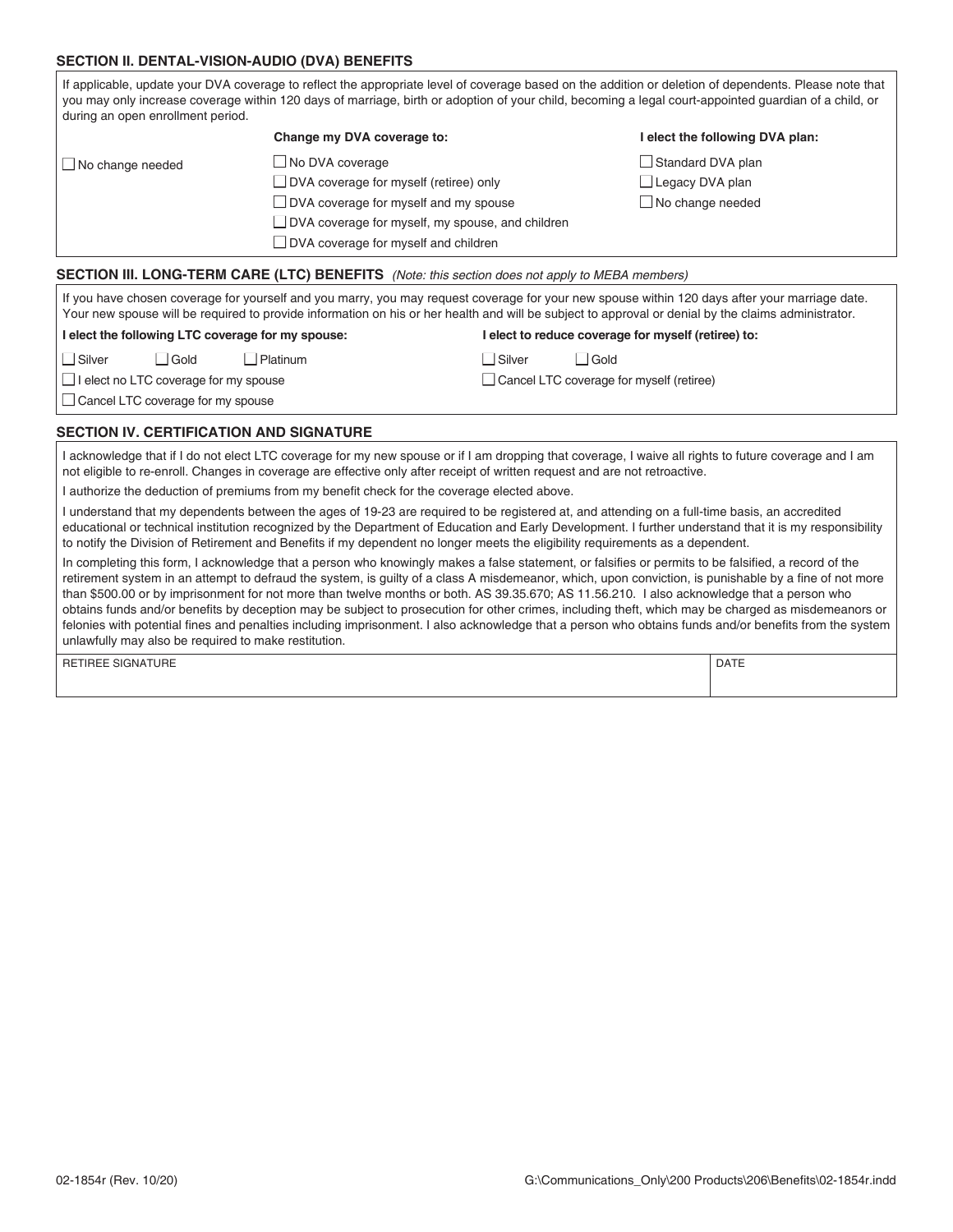## SECTION II. DENTAL-VISION-AUDIO (DVA) BENEFITS

If applicable, update your DVA coverage to reflect the appropriate level of coverage based on the addition or deletion of dependents. Please note that you may only increase coverage within 120 days of marriage, birth or adoption of your child, becoming a legal court-appointed guardian of a child, or during an open enrollment period.

| | Change my DVA coverage to: | I elect the following DVA plan: |
|---|---|---|
| ☐ No change needed | ☐ No DVA coverage | ☐ Standard DVA plan |
| | ☐ DVA coverage for myself (retiree) only | ☐ Legacy DVA plan |
| | ☐ DVA coverage for myself and my spouse | ☐ No change needed |
| | ☐ DVA coverage for myself, my spouse, and children | |
| | ☐ DVA coverage for myself and children | |

## SECTION III. LONG-TERM CARE (LTC) BENEFITS *(Note: this section does not apply to MEBA members)*

If you have chosen coverage for yourself and you marry, you may request coverage for your new spouse within 120 days after your marriage date. Your new spouse will be required to provide information on his or her health and will be subject to approval or denial by the claims administrator.

| I elect the following LTC coverage for my spouse: | I elect to reduce coverage for myself (retiree) to: |
|---|---|
| ☐ Silver ☐ Gold ☐ Platinum | ☐ Silver ☐ Gold |
| ☐ I elect no LTC coverage for my spouse | ☐ Cancel LTC coverage for myself (retiree) |
| ☐ Cancel LTC coverage for my spouse | |

## SECTION IV. CERTIFICATION AND SIGNATURE

I acknowledge that if I do not elect LTC coverage for my new spouse or if I am dropping that coverage, I waive all rights to future coverage and I am not eligible to re-enroll. Changes in coverage are effective only after receipt of written request and are not retroactive.

I authorize the deduction of premiums from my benefit check for the coverage elected above.

I understand that my dependents between the ages of 19-23 are required to be registered at, and attending on a full-time basis, an accredited educational or technical institution recognized by the Department of Education and Early Development. I further understand that it is my responsibility to notify the Division of Retirement and Benefits if my dependent no longer meets the eligibility requirements as a dependent.

In completing this form, I acknowledge that a person who knowingly makes a false statement, or falsifies or permits to be falsified, a record of the retirement system in an attempt to defraud the system, is guilty of a class A misdemeanor, which, upon conviction, is punishable by a fine of not more than $500.00 or by imprisonment for not more than twelve months or both. AS 39.35.670; AS 11.56.210. I also acknowledge that a person who obtains funds and/or benefits by deception may be subject to prosecution for other crimes, including theft, which may be charged as misdemeanors or felonies with potential fines and penalties including imprisonment. I also acknowledge that a person who obtains funds and/or benefits from the system unlawfully may also be required to make restitution.

| RETIREE SIGNATURE | DATE |
|---|---|
| | |

02-1854r (Rev. 10/20) G:\Communications_Only\200 Products\206\Benefits\02-1854r.indd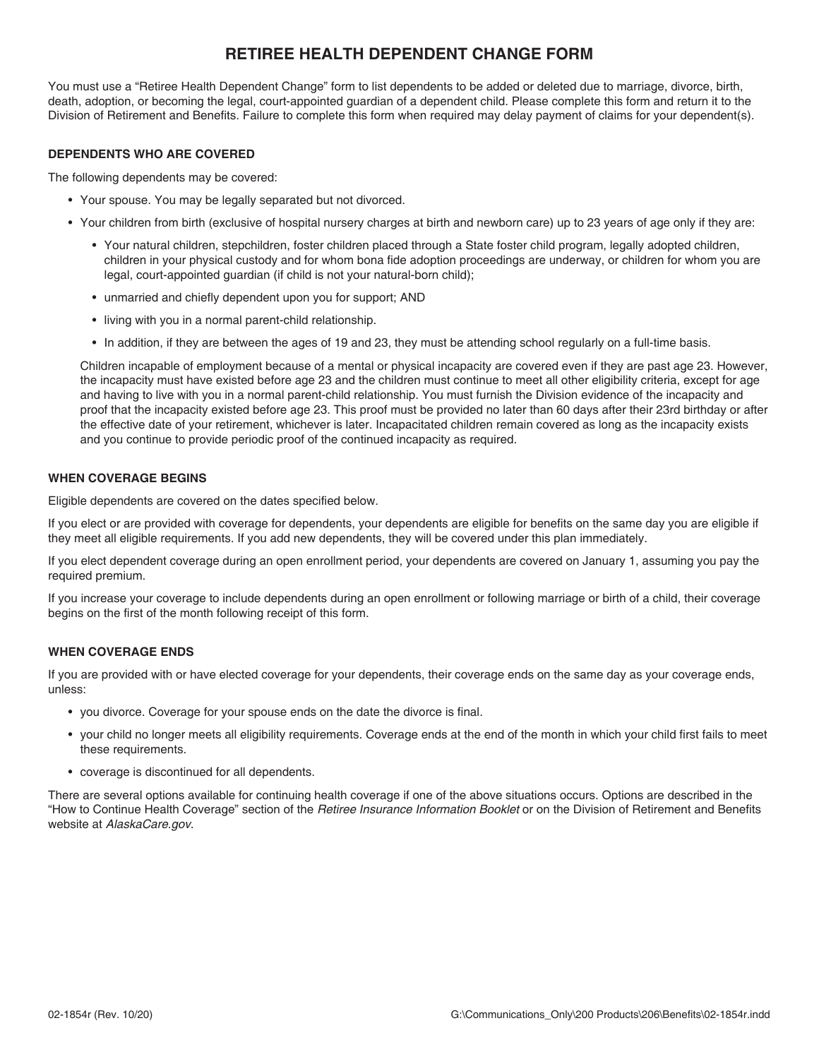# RETIREE HEALTH DEPENDENT CHANGE FORM

You must use a "Retiree Health Dependent Change" form to list dependents to be added or deleted due to marriage, divorce, birth, death, adoption, or becoming the legal, court-appointed guardian of a dependent child. Please complete this form and return it to the Division of Retirement and Benefits. Failure to complete this form when required may delay payment of claims for your dependent(s).

### DEPENDENTS WHO ARE COVERED

The following dependents may be covered:

- Your spouse. You may be legally separated but not divorced.
- Your children from birth (exclusive of hospital nursery charges at birth and newborn care) up to 23 years of age only if they are:
  - Your natural children, stepchildren, foster children placed through a State foster child program, legally adopted children, children in your physical custody and for whom bona fide adoption proceedings are underway, or children for whom you are legal, court-appointed guardian (if child is not your natural-born child);
  - unmarried and chiefly dependent upon you for support; AND
  - living with you in a normal parent-child relationship.
  - In addition, if they are between the ages of 19 and 23, they must be attending school regularly on a full-time basis.

  Children incapable of employment because of a mental or physical incapacity are covered even if they are past age 23. However, the incapacity must have existed before age 23 and the children must continue to meet all other eligibility criteria, except for age and having to live with you in a normal parent-child relationship. You must furnish the Division evidence of the incapacity and proof that the incapacity existed before age 23. This proof must be provided no later than 60 days after their 23rd birthday or after the effective date of your retirement, whichever is later. Incapacitated children remain covered as long as the incapacity exists and you continue to provide periodic proof of the continued incapacity as required.

### WHEN COVERAGE BEGINS

Eligible dependents are covered on the dates specified below.

If you elect or are provided with coverage for dependents, your dependents are eligible for benefits on the same day you are eligible if they meet all eligible requirements. If you add new dependents, they will be covered under this plan immediately.

If you elect dependent coverage during an open enrollment period, your dependents are covered on January 1, assuming you pay the required premium.

If you increase your coverage to include dependents during an open enrollment or following marriage or birth of a child, their coverage begins on the first of the month following receipt of this form.

### WHEN COVERAGE ENDS

If you are provided with or have elected coverage for your dependents, their coverage ends on the same day as your coverage ends, unless:

- you divorce. Coverage for your spouse ends on the date the divorce is final.
- your child no longer meets all eligibility requirements. Coverage ends at the end of the month in which your child first fails to meet these requirements.
- coverage is discontinued for all dependents.

There are several options available for continuing health coverage if one of the above situations occurs. Options are described in the "How to Continue Health Coverage" section of the *Retiree Insurance Information Booklet* or on the Division of Retirement and Benefits website at *AlaskaCare.gov*.

02-1854r (Rev. 10/20) G:\Communications_Only\200 Products\206\Benefits\02-1854r.indd